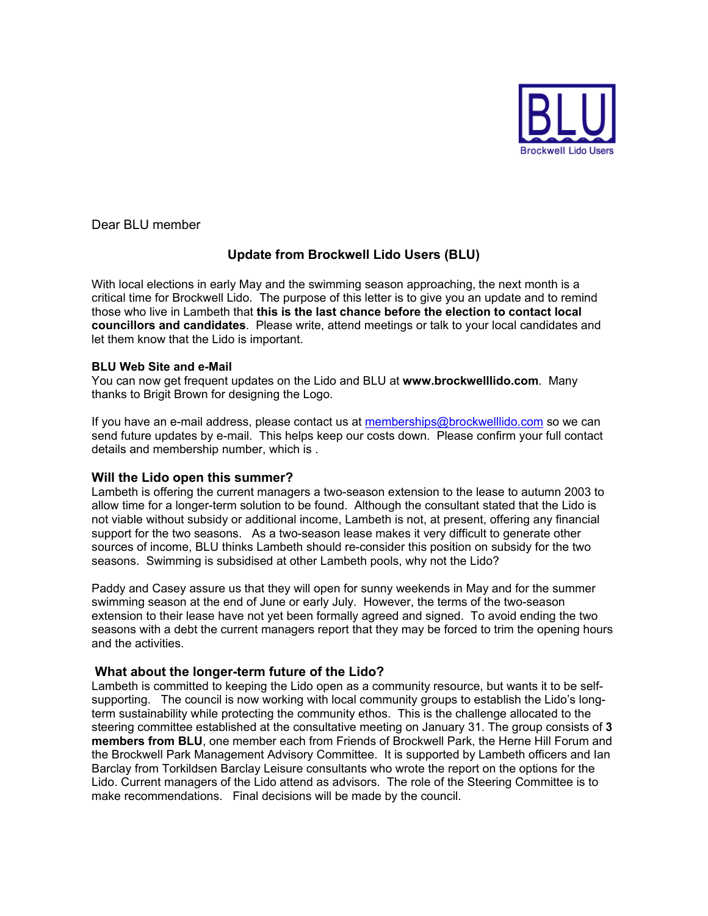BLU

Brockwell Lido Users

Dear BLU member

## Update from Brockwell Lido Users (BLU)

With local elections in early May and the swimming season approaching, the next month is a critical time for Brockwell Lido. The purpose of this letter is to give you an update and to remind those who live in Lambeth that **this is the last chance before the election to contact local councillors and candidates**. Please write, attend meetings or talk to your local candidates and let them know that the Lido is important.

**BLU Web Site and e-Mail**

You can now get frequent updates on the Lido and BLU at **www.brockwelllido.com**. Many thanks to Brigit Brown for designing the Logo.

If you have an e-mail address, please contact us at memberships@brockwelllido.com so we can send future updates by e-mail. This helps keep our costs down. Please confirm your full contact details and membership number, which is .

### Will the Lido open this summer?

Lambeth is offering the current managers a two-season extension to the lease to autumn 2003 to allow time for a longer-term solution to be found. Although the consultant stated that the Lido is not viable without subsidy or additional income, Lambeth is not, at present, offering any financial support for the two seasons. As a two-season lease makes it very difficult to generate other sources of income, BLU thinks Lambeth should re-consider this position on subsidy for the two seasons. Swimming is subsidised at other Lambeth pools, why not the Lido?

Paddy and Casey assure us that they will open for sunny weekends in May and for the summer swimming season at the end of June or early July. However, the terms of the two-season extension to their lease have not yet been formally agreed and signed. To avoid ending the two seasons with a debt the current managers report that they may be forced to trim the opening hours and the activities.

### What about the longer-term future of the Lido?

Lambeth is committed to keeping the Lido open as a community resource, but wants it to be self-supporting. The council is now working with local community groups to establish the Lido's long-term sustainability while protecting the community ethos. This is the challenge allocated to the steering committee established at the consultative meeting on January 31. The group consists of **3 members from BLU**, one member each from Friends of Brockwell Park, the Herne Hill Forum and the Brockwell Park Management Advisory Committee. It is supported by Lambeth officers and Ian Barclay from Torkildsen Barclay Leisure consultants who wrote the report on the options for the Lido. Current managers of the Lido attend as advisors. The role of the Steering Committee is to make recommendations. Final decisions will be made by the council.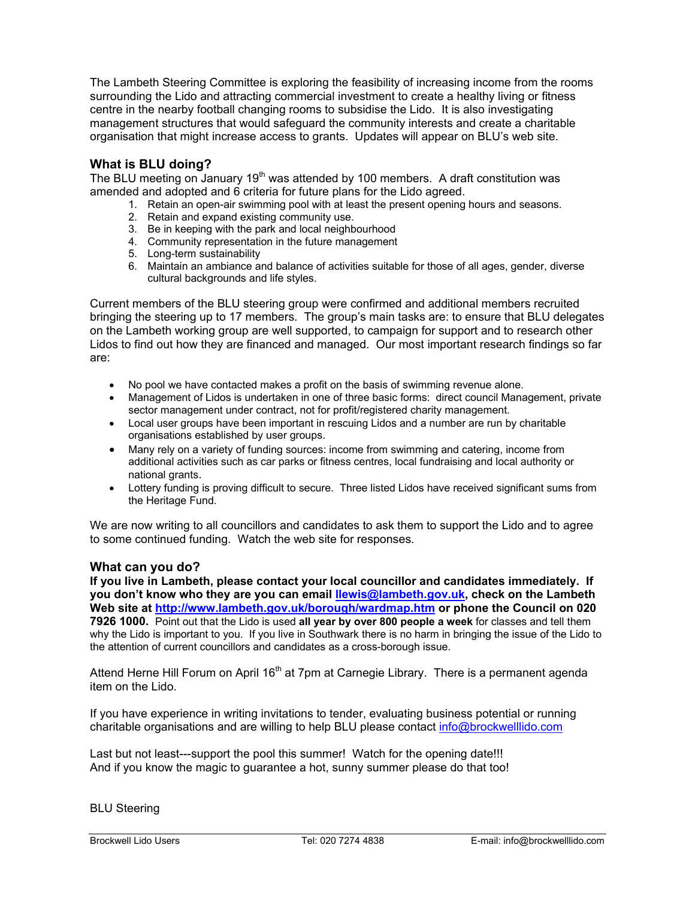The Lambeth Steering Committee is exploring the feasibility of increasing income from the rooms surrounding the Lido and attracting commercial investment to create a healthy living or fitness centre in the nearby football changing rooms to subsidise the Lido. It is also investigating management structures that would safeguard the community interests and create a charitable organisation that might increase access to grants. Updates will appear on BLU's web site.

### What is BLU doing?

The BLU meeting on January 19th was attended by 100 members. A draft constitution was amended and adopted and 6 criteria for future plans for the Lido agreed.

1. Retain an open-air swimming pool with at least the present opening hours and seasons.
2. Retain and expand existing community use.
3. Be in keeping with the park and local neighbourhood
4. Community representation in the future management
5. Long-term sustainability
6. Maintain an ambiance and balance of activities suitable for those of all ages, gender, diverse cultural backgrounds and life styles.

Current members of the BLU steering group were confirmed and additional members recruited bringing the steering up to 17 members. The group's main tasks are: to ensure that BLU delegates on the Lambeth working group are well supported, to campaign for support and to research other Lidos to find out how they are financed and managed. Our most important research findings so far are:

- No pool we have contacted makes a profit on the basis of swimming revenue alone.
- Management of Lidos is undertaken in one of three basic forms: direct council Management, private sector management under contract, not for profit/registered charity management.
- Local user groups have been important in rescuing Lidos and a number are run by charitable organisations established by user groups.
- Many rely on a variety of funding sources: income from swimming and catering, income from additional activities such as car parks or fitness centres, local fundraising and local authority or national grants.
- Lottery funding is proving difficult to secure. Three listed Lidos have received significant sums from the Heritage Fund.

We are now writing to all councillors and candidates to ask them to support the Lido and to agree to some continued funding. Watch the web site for responses.

### What can you do?

**If you live in Lambeth, please contact your local councillor and candidates immediately. If you don't know who they are you can email llewis@lambeth.gov.uk, check on the Lambeth Web site at http://www.lambeth.gov.uk/borough/wardmap.htm or phone the Council on 020 7926 1000.** Point out that the Lido is used **all year by over 800 people a week** for classes and tell them why the Lido is important to you. If you live in Southwark there is no harm in bringing the issue of the Lido to the attention of current councillors and candidates as a cross-borough issue.

Attend Herne Hill Forum on April 16th at 7pm at Carnegie Library. There is a permanent agenda item on the Lido.

If you have experience in writing invitations to tender, evaluating business potential or running charitable organisations and are willing to help BLU please contact info@brockwelllido.com

Last but not least---support the pool this summer! Watch for the opening date!!!
And if you know the magic to guarantee a hot, sunny summer please do that too!

BLU Steering

Brockwell Lido Users Tel: 020 7274 4838 E-mail: info@brockwelllido.com